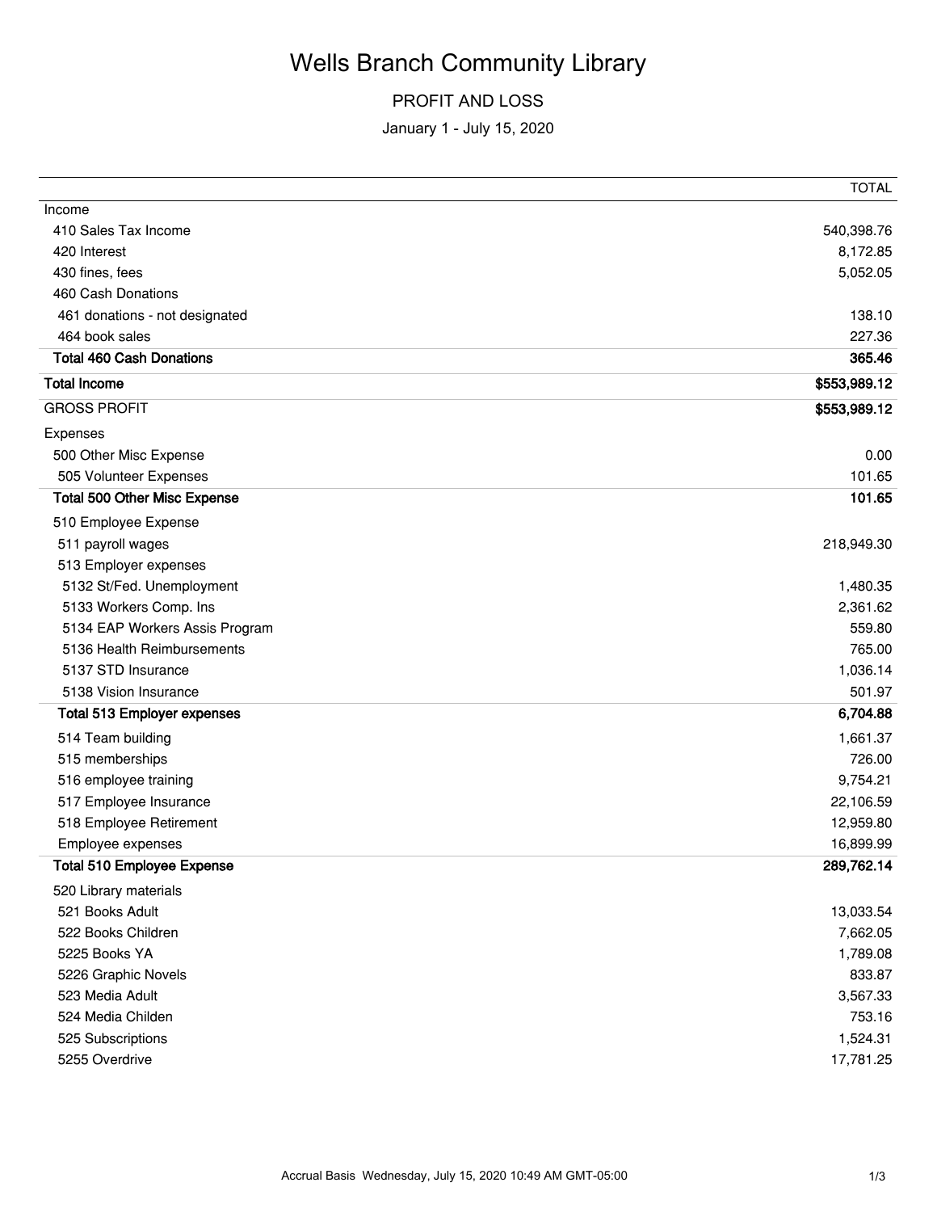# Wells Branch Community Library

## PROFIT AND LOSS

January 1 - July 15, 2020

| | TOTAL |
|---|---|
| Income | |
| 410 Sales Tax Income | 540,398.76 |
| 420 Interest | 8,172.85 |
| 430 fines, fees | 5,052.05 |
| 460 Cash Donations | |
| 461 donations - not designated | 138.10 |
| 464 book sales | 227.36 |
| **Total 460 Cash Donations** | **365.46** |
| **Total Income** | **$553,989.12** |
| GROSS PROFIT | **$553,989.12** |
| Expenses | |
| 500 Other Misc Expense | 0.00 |
| 505 Volunteer Expenses | 101.65 |
| **Total 500 Other Misc Expense** | **101.65** |
| 510 Employee Expense | |
| 511 payroll wages | 218,949.30 |
| 513 Employer expenses | |
| 5132 St/Fed. Unemployment | 1,480.35 |
| 5133 Workers Comp. Ins | 2,361.62 |
| 5134 EAP Workers Assis Program | 559.80 |
| 5136 Health Reimbursements | 765.00 |
| 5137 STD Insurance | 1,036.14 |
| 5138 Vision Insurance | 501.97 |
| **Total 513 Employer expenses** | **6,704.88** |
| 514 Team building | 1,661.37 |
| 515 memberships | 726.00 |
| 516 employee training | 9,754.21 |
| 517 Employee Insurance | 22,106.59 |
| 518 Employee Retirement | 12,959.80 |
| Employee expenses | 16,899.99 |
| **Total 510 Employee Expense** | **289,762.14** |
| 520 Library materials | |
| 521 Books Adult | 13,033.54 |
| 522 Books Children | 7,662.05 |
| 5225 Books YA | 1,789.08 |
| 5226 Graphic Novels | 833.87 |
| 523 Media Adult | 3,567.33 |
| 524 Media Childen | 753.16 |
| 525 Subscriptions | 1,524.31 |
| 5255 Overdrive | 17,781.25 |

Accrual Basis Wednesday, July 15, 2020 10:49 AM GMT-05:00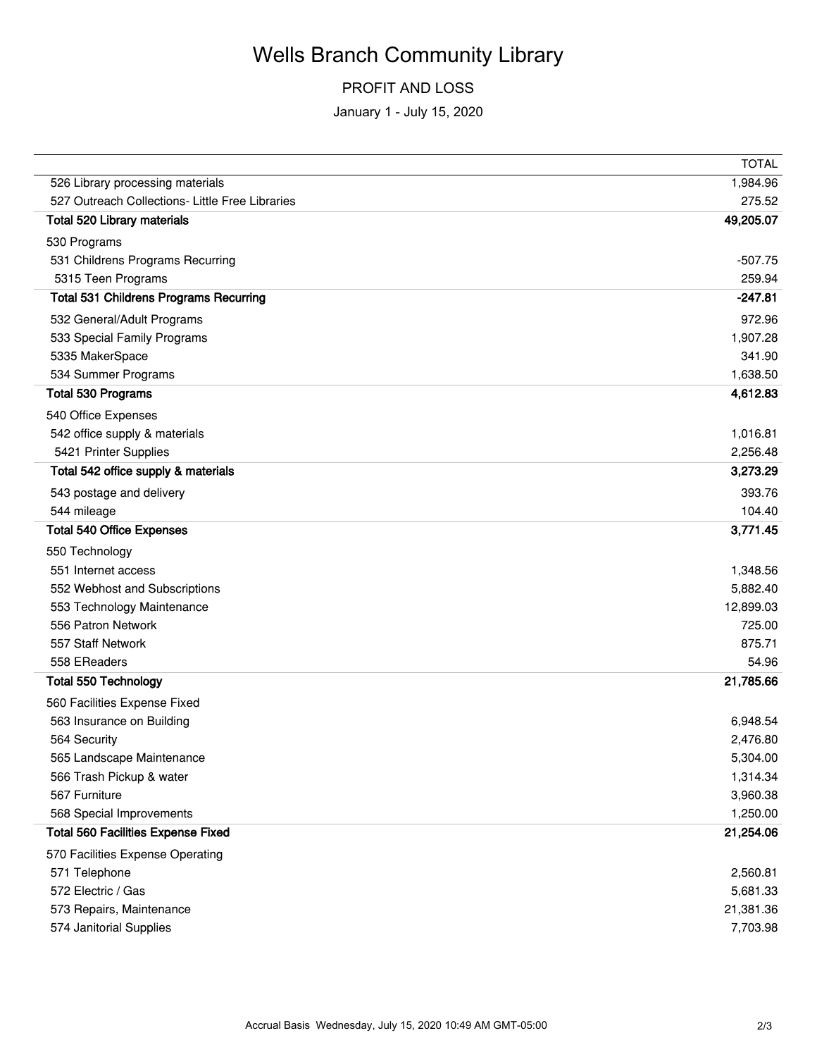# Wells Branch Community Library

## PROFIT AND LOSS

January 1 - July 15, 2020

| | TOTAL |
|---|---|
| 526 Library processing materials | 1,984.96 |
| 527 Outreach Collections- Little Free Libraries | 275.52 |
| **Total 520 Library materials** | **49,205.07** |
| 530 Programs | |
| 531 Childrens Programs Recurring | -507.75 |
| 5315 Teen Programs | 259.94 |
| **Total 531 Childrens Programs Recurring** | **-247.81** |
| 532 General/Adult Programs | 972.96 |
| 533 Special Family Programs | 1,907.28 |
| 5335 MakerSpace | 341.90 |
| 534 Summer Programs | 1,638.50 |
| **Total 530 Programs** | **4,612.83** |
| 540 Office Expenses | |
| 542 office supply & materials | 1,016.81 |
| 5421 Printer Supplies | 2,256.48 |
| **Total 542 office supply & materials** | **3,273.29** |
| 543 postage and delivery | 393.76 |
| 544 mileage | 104.40 |
| **Total 540 Office Expenses** | **3,771.45** |
| 550 Technology | |
| 551 Internet access | 1,348.56 |
| 552 Webhost and Subscriptions | 5,882.40 |
| 553 Technology Maintenance | 12,899.03 |
| 556 Patron Network | 725.00 |
| 557 Staff Network | 875.71 |
| 558 EReaders | 54.96 |
| **Total 550 Technology** | **21,785.66** |
| 560 Facilities Expense Fixed | |
| 563 Insurance on Building | 6,948.54 |
| 564 Security | 2,476.80 |
| 565 Landscape Maintenance | 5,304.00 |
| 566 Trash Pickup & water | 1,314.34 |
| 567 Furniture | 3,960.38 |
| 568 Special Improvements | 1,250.00 |
| **Total 560 Facilities Expense Fixed** | **21,254.06** |
| 570 Facilities Expense Operating | |
| 571 Telephone | 2,560.81 |
| 572 Electric / Gas | 5,681.33 |
| 573 Repairs, Maintenance | 21,381.36 |
| 574 Janitorial Supplies | 7,703.98 |

Accrual Basis Wednesday, July 15, 2020 10:49 AM GMT-05:00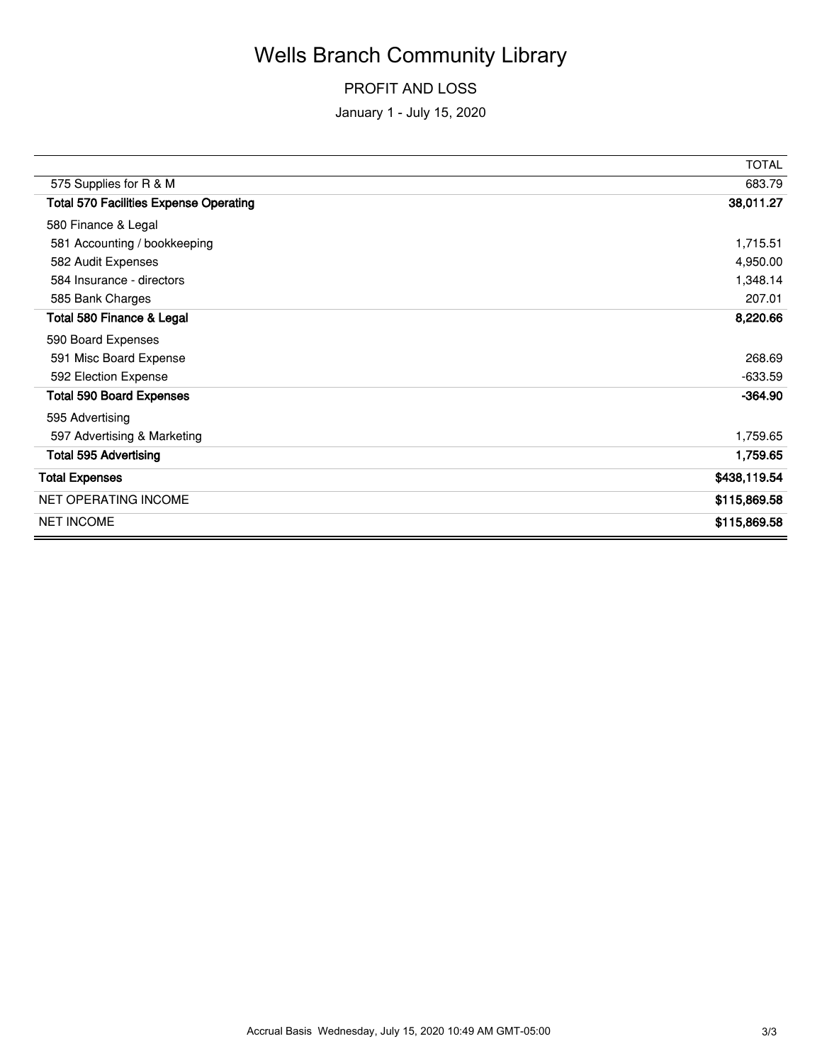# Wells Branch Community Library

PROFIT AND LOSS

January 1 - July 15, 2020

| | TOTAL |
|---|---|
| 575 Supplies for R & M | 683.79 |
| **Total 570 Facilities Expense Operating** | **38,011.27** |
| 580 Finance & Legal | |
| 581 Accounting / bookkeeping | 1,715.51 |
| 582 Audit Expenses | 4,950.00 |
| 584 Insurance - directors | 1,348.14 |
| 585 Bank Charges | 207.01 |
| **Total 580 Finance & Legal** | **8,220.66** |
| 590 Board Expenses | |
| 591 Misc Board Expense | 268.69 |
| 592 Election Expense | -633.59 |
| **Total 590 Board Expenses** | **-364.90** |
| 595 Advertising | |
| 597 Advertising & Marketing | 1,759.65 |
| **Total 595 Advertising** | **1,759.65** |
| **Total Expenses** | **$438,119.54** |
| NET OPERATING INCOME | **$115,869.58** |
| NET INCOME | **$115,869.58** |

Accrual Basis Wednesday, July 15, 2020 10:49 AM GMT-05:00